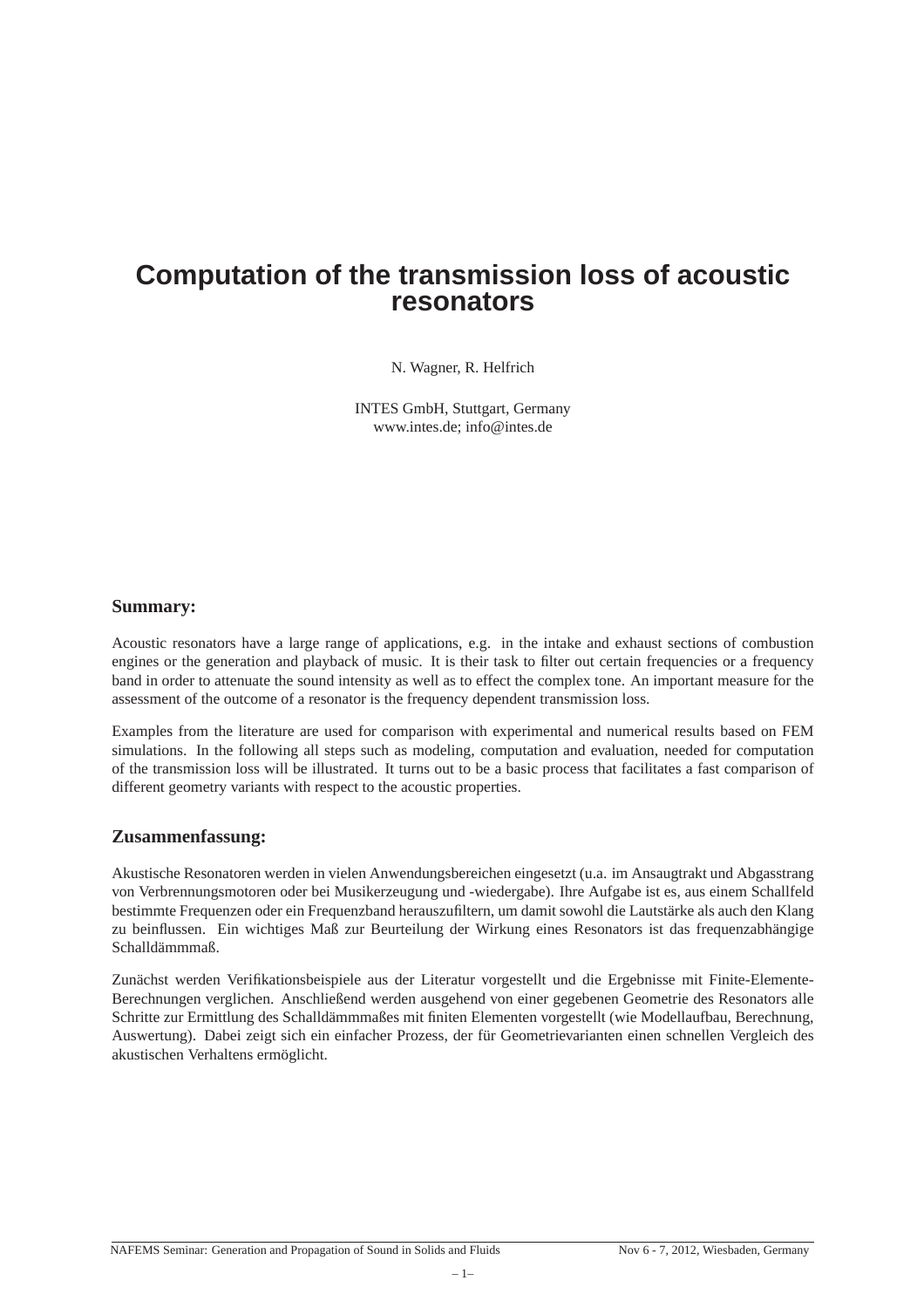# Computation of the transmission loss of acoustic resonators

N. Wagner, R. Helfrich

INTES GmbH, Stuttgart, Germany
www.intes.de; info@intes.de

## Summary:

Acoustic resonators have a large range of applications, e.g. in the intake and exhaust sections of combustion engines or the generation and playback of music. It is their task to filter out certain frequencies or a frequency band in order to attenuate the sound intensity as well as to effect the complex tone. An important measure for the assessment of the outcome of a resonator is the frequency dependent transmission loss.

Examples from the literature are used for comparison with experimental and numerical results based on FEM simulations. In the following all steps such as modeling, computation and evaluation, needed for computation of the transmission loss will be illustrated. It turns out to be a basic process that facilitates a fast comparison of different geometry variants with respect to the acoustic properties.

## Zusammenfassung:

Akustische Resonatoren werden in vielen Anwendungsbereichen eingesetzt (u.a. im Ansaugtrakt und Abgasstrang von Verbrennungsmotoren oder bei Musikerzeugung und -wiedergabe). Ihre Aufgabe ist es, aus einem Schallfeld bestimmte Frequenzen oder ein Frequenzband herauszufiltern, um damit sowohl die Lautstärke als auch den Klang zu beinflussen. Ein wichtiges Maß zur Beurteilung der Wirkung eines Resonators ist das frequenzabhängige Schalldämmmaß.

Zunächst werden Verifikationsbeispiele aus der Literatur vorgestellt und die Ergebnisse mit Finite-Elemente-Berechnungen verglichen. Anschließend werden ausgehend von einer gegebenen Geometrie des Resonators alle Schritte zur Ermittlung des Schalldämmmaßes mit finiten Elementen vorgestellt (wie Modellaufbau, Berechnung, Auswertung). Dabei zeigt sich ein einfacher Prozess, der für Geometrievarianten einen schnellen Vergleich des akustischen Verhaltens ermöglicht.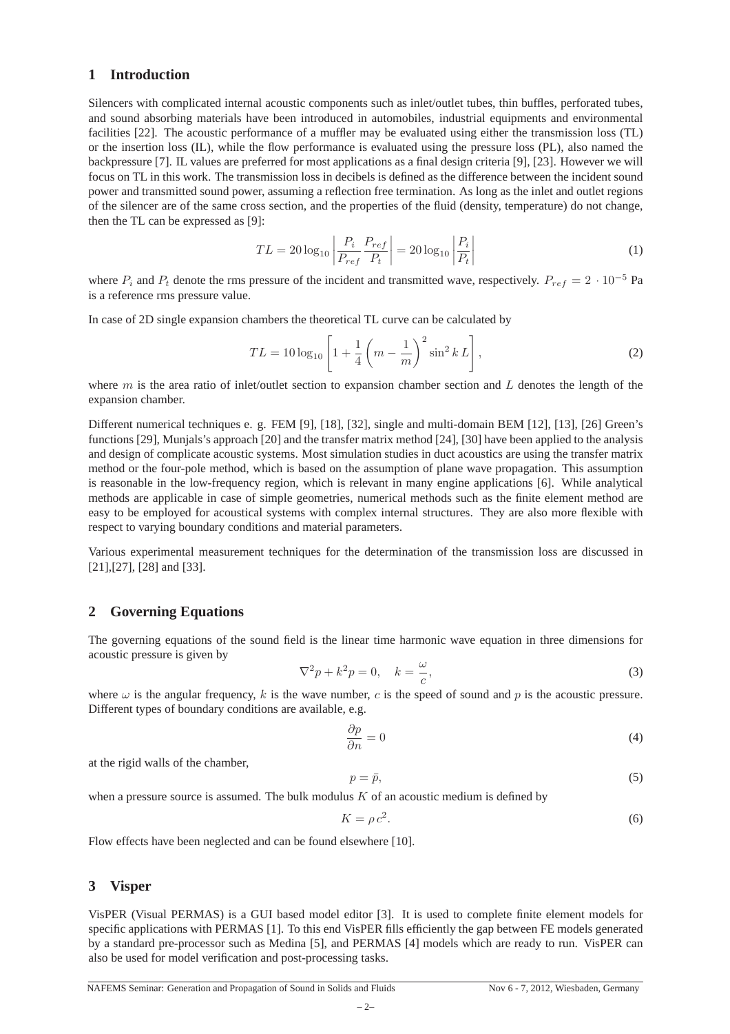## 1 Introduction

Silencers with complicated internal acoustic components such as inlet/outlet tubes, thin buffles, perforated tubes, and sound absorbing materials have been introduced in automobiles, industrial equipments and environmental facilities [22]. The acoustic performance of a muffler may be evaluated using either the transmission loss (TL) or the insertion loss (IL), while the flow performance is evaluated using the pressure loss (PL), also named the backpressure [7]. IL values are preferred for most applications as a final design criteria [9], [23]. However we will focus on TL in this work. The transmission loss in decibels is defined as the difference between the incident sound power and transmitted sound power, assuming a reflection free termination. As long as the inlet and outlet regions of the silencer are of the same cross section, and the properties of the fluid (density, temperature) do not change, then the TL can be expressed as [9]:

$$TL = 20\log_{10}\left|\frac{P_i}{P_{ref}}\frac{P_{ref}}{P_t}\right| = 20\log_{10}\left|\frac{P_i}{P_t}\right| \tag{1}$$

where $P_i$ and $P_t$ denote the rms pressure of the incident and transmitted wave, respectively. $P_{ref} = 2 \cdot 10^{-5}$ Pa is a reference rms pressure value.

In case of 2D single expansion chambers the theoretical TL curve can be calculated by

$$TL = 10\log_{10}\left[1 + \frac{1}{4}\left(m - \frac{1}{m}\right)^2 \sin^2 k\,L\right], \tag{2}$$

where $m$ is the area ratio of inlet/outlet section to expansion chamber section and $L$ denotes the length of the expansion chamber.

Different numerical techniques e. g. FEM [9], [18], [32], single and multi-domain BEM [12], [13], [26] Green's functions [29], Munjals's approach [20] and the transfer matrix method [24], [30] have been applied to the analysis and design of complicate acoustic systems. Most simulation studies in duct acoustics are using the transfer matrix method or the four-pole method, which is based on the assumption of plane wave propagation. This assumption is reasonable in the low-frequency region, which is relevant in many engine applications [6]. While analytical methods are applicable in case of simple geometries, numerical methods such as the finite element method are easy to be employed for acoustical systems with complex internal structures. They are also more flexible with respect to varying boundary conditions and material parameters.

Various experimental measurement techniques for the determination of the transmission loss are discussed in [21],[27], [28] and [33].

## 2 Governing Equations

The governing equations of the sound field is the linear time harmonic wave equation in three dimensions for acoustic pressure is given by

$$\nabla^2 p + k^2 p = 0, \quad k = \frac{\omega}{c}, \tag{3}$$

where $\omega$ is the angular frequency, $k$ is the wave number, $c$ is the speed of sound and $p$ is the acoustic pressure. Different types of boundary conditions are available, e.g.

$$\frac{\partial p}{\partial n} = 0 \tag{4}$$

at the rigid walls of the chamber,

$$p = \bar{p}, \tag{5}$$

when a pressure source is assumed. The bulk modulus $K$ of an acoustic medium is defined by

$$K = \rho\, c^2. \tag{6}$$

Flow effects have been neglected and can be found elsewhere [10].

## 3 Visper

VisPER (Visual PERMAS) is a GUI based model editor [3]. It is used to complete finite element models for specific applications with PERMAS [1]. To this end VisPER fills efficiently the gap between FE models generated by a standard pre-processor such as Medina [5], and PERMAS [4] models which are ready to run. VisPER can also be used for model verification and post-processing tasks.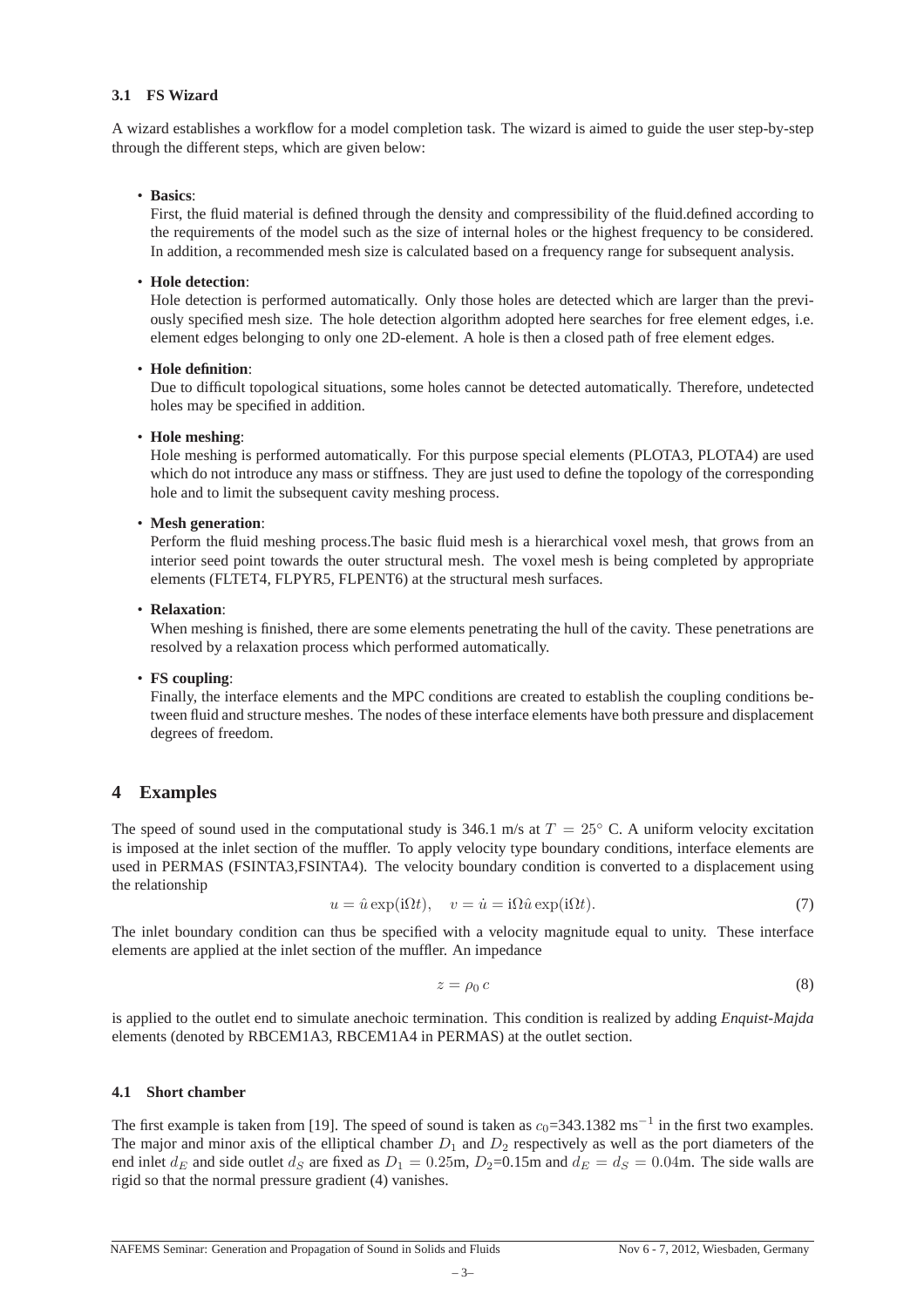### 3.1 FS Wizard

A wizard establishes a workflow for a model completion task. The wizard is aimed to guide the user step-by-step through the different steps, which are given below:

- **Basics**:
  First, the fluid material is defined through the density and compressibility of the fluid.defined according to the requirements of the model such as the size of internal holes or the highest frequency to be considered. In addition, a recommended mesh size is calculated based on a frequency range for subsequent analysis.

- **Hole detection**:
  Hole detection is performed automatically. Only those holes are detected which are larger than the previously specified mesh size. The hole detection algorithm adopted here searches for free element edges, i.e. element edges belonging to only one 2D-element. A hole is then a closed path of free element edges.

- **Hole definition**:
  Due to difficult topological situations, some holes cannot be detected automatically. Therefore, undetected holes may be specified in addition.

- **Hole meshing**:
  Hole meshing is performed automatically. For this purpose special elements (PLOTA3, PLOTA4) are used which do not introduce any mass or stiffness. They are just used to define the topology of the corresponding hole and to limit the subsequent cavity meshing process.

- **Mesh generation**:
  Perform the fluid meshing process.The basic fluid mesh is a hierarchical voxel mesh, that grows from an interior seed point towards the outer structural mesh. The voxel mesh is being completed by appropriate elements (FLTET4, FLPYR5, FLPENT6) at the structural mesh surfaces.

- **Relaxation**:
  When meshing is finished, there are some elements penetrating the hull of the cavity. These penetrations are resolved by a relaxation process which performed automatically.

- **FS coupling**:
  Finally, the interface elements and the MPC conditions are created to establish the coupling conditions between fluid and structure meshes. The nodes of these interface elements have both pressure and displacement degrees of freedom.

## 4 Examples

The speed of sound used in the computational study is 346.1 m/s at $T = 25^{\circ}$ C. A uniform velocity excitation is imposed at the inlet section of the muffler. To apply velocity type boundary conditions, interface elements are used in PERMAS (FSINTA3,FSINTA4). The velocity boundary condition is converted to a displacement using the relationship

$$u = \hat{u} \exp(\mathrm{i}\Omega t), \quad v = \dot{u} = \mathrm{i}\Omega\hat{u} \exp(\mathrm{i}\Omega t). \tag{7}$$

The inlet boundary condition can thus be specified with a velocity magnitude equal to unity. These interface elements are applied at the inlet section of the muffler. An impedance

$$z = \rho_0 \, c \tag{8}$$

is applied to the outlet end to simulate anechoic termination. This condition is realized by adding *Enquist-Majda* elements (denoted by RBCEM1A3, RBCEM1A4 in PERMAS) at the outlet section.

### 4.1 Short chamber

The first example is taken from [19]. The speed of sound is taken as $c_0$=343.1382 ms$^{-1}$ in the first two examples. The major and minor axis of the elliptical chamber $D_1$ and $D_2$ respectively as well as the port diameters of the end inlet $d_E$ and side outlet $d_S$ are fixed as $D_1 = 0.25$m, $D_2$=0.15m and $d_E = d_S = 0.04$m. The side walls are rigid so that the normal pressure gradient (4) vanishes.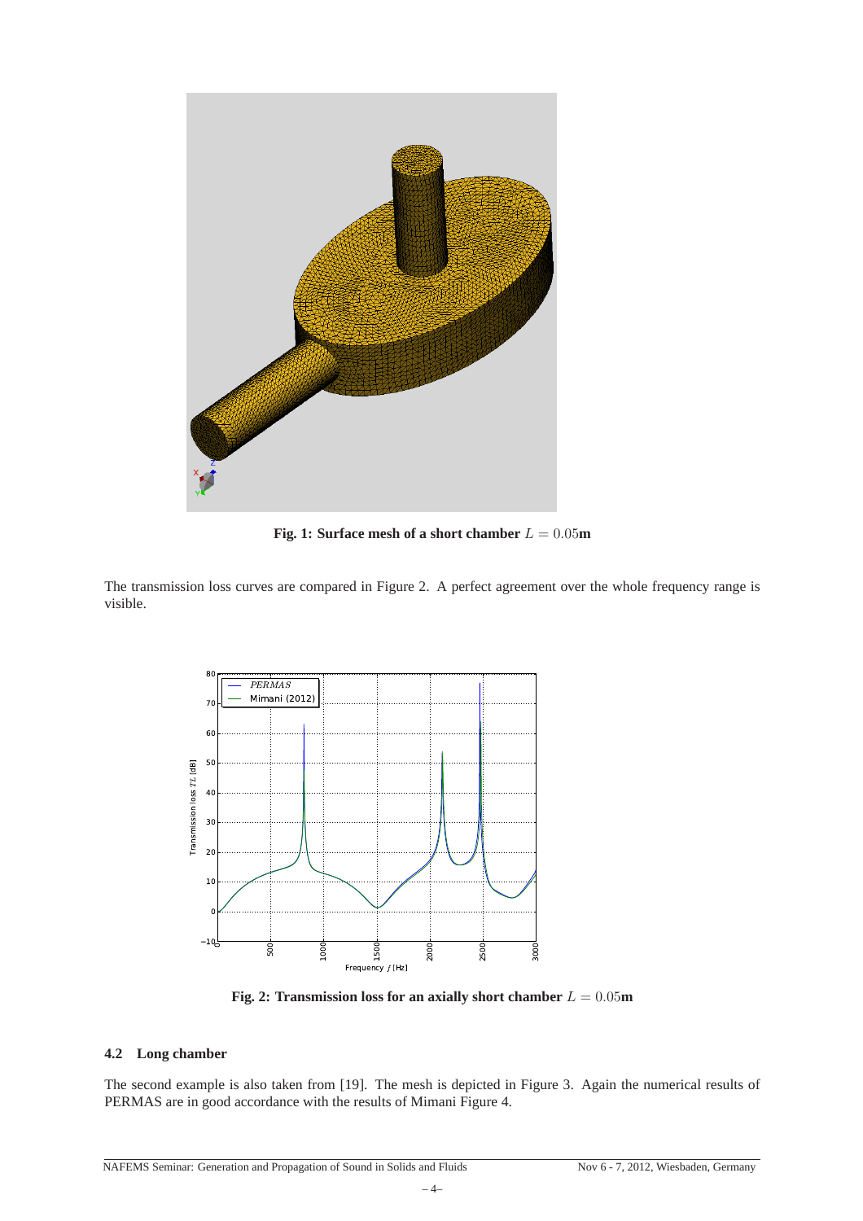Fig. 1: Surface mesh of a short chamber $L = 0.05$m

The transmission loss curves are compared in Figure 2. A perfect agreement over the whole frequency range is visible.

Fig. 2: Transmission loss for an axially short chamber $L = 0.05$m

### 4.2 Long chamber

The second example is also taken from [19]. The mesh is depicted in Figure 3. Again the numerical results of PERMAS are in good accordance with the results of Mimani Figure 4.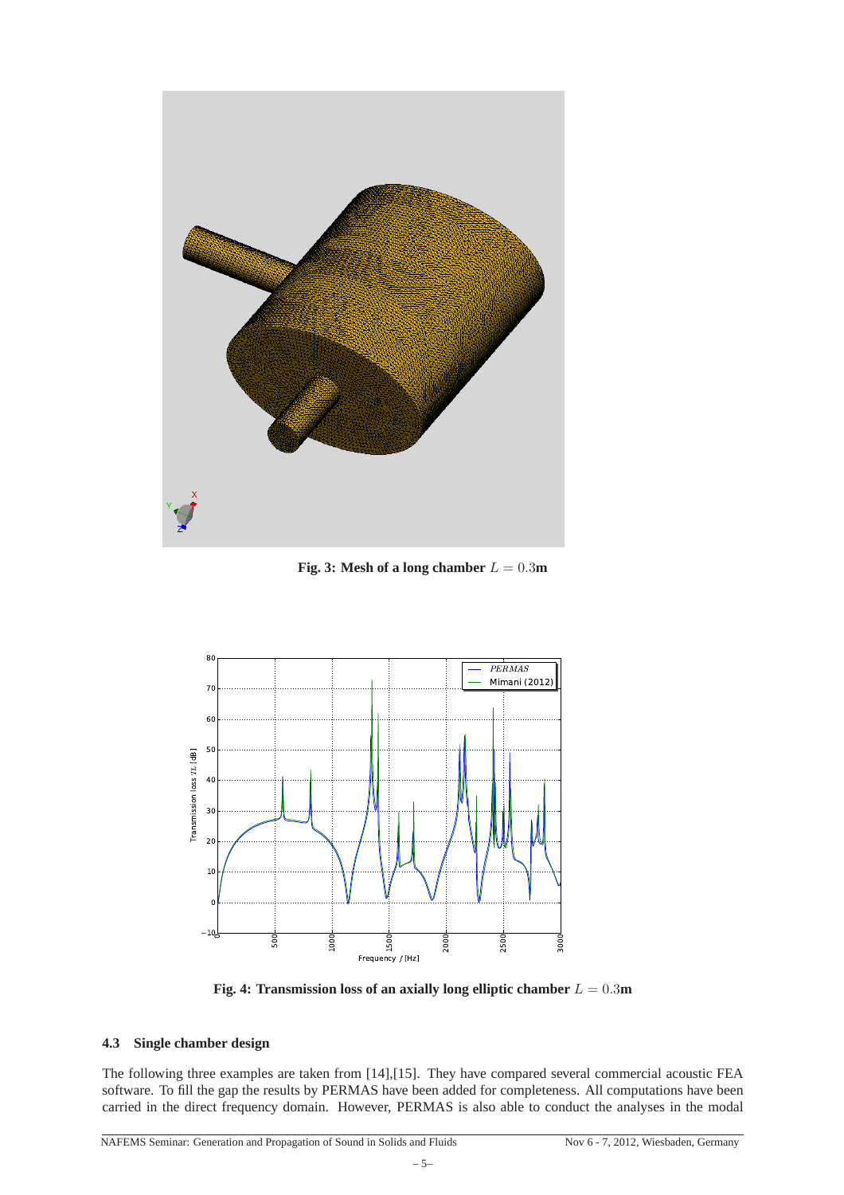Fig. 3: Mesh of a long chamber $L = 0.3$m

Fig. 4: Transmission loss of an axially long elliptic chamber $L = 0.3$m

### 4.3 Single chamber design

The following three examples are taken from [14],[15]. They have compared several commercial acoustic FEA software. To fill the gap the results by PERMAS have been added for completeness. All computations have been carried in the direct frequency domain. However, PERMAS is also able to conduct the analyses in the modal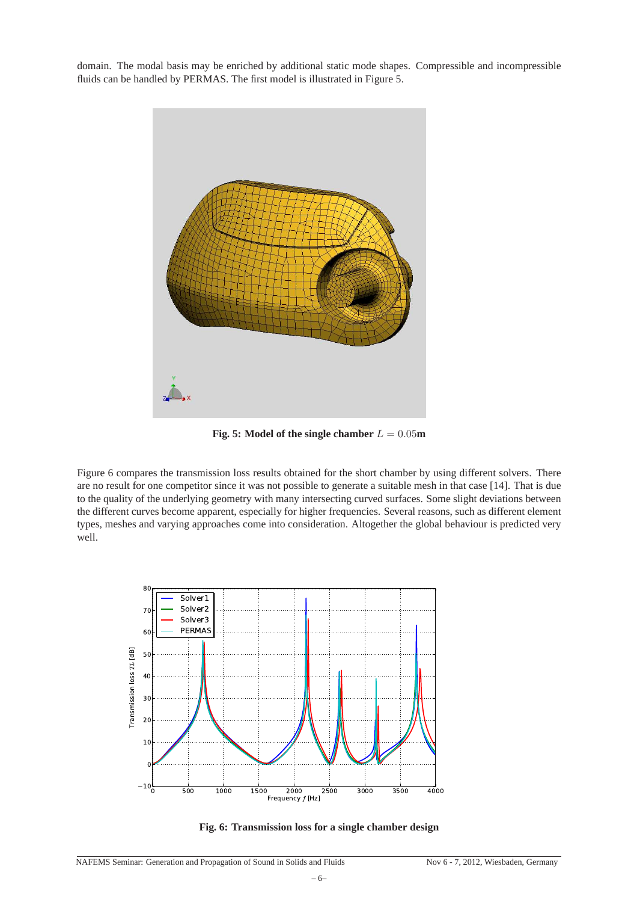domain. The modal basis may be enriched by additional static mode shapes. Compressible and incompressible fluids can be handled by PERMAS. The first model is illustrated in Figure 5.

**Fig. 5: Model of the single chamber $L = 0.05$m**

Figure 6 compares the transmission loss results obtained for the short chamber by using different solvers. There are no result for one competitor since it was not possible to generate a suitable mesh in that case [14]. That is due to the quality of the underlying geometry with many intersecting curved surfaces. Some slight deviations between the different curves become apparent, especially for higher frequencies. Several reasons, such as different element types, meshes and varying approaches come into consideration. Altogether the global behaviour is predicted very well.

**Fig. 6: Transmission loss for a single chamber design**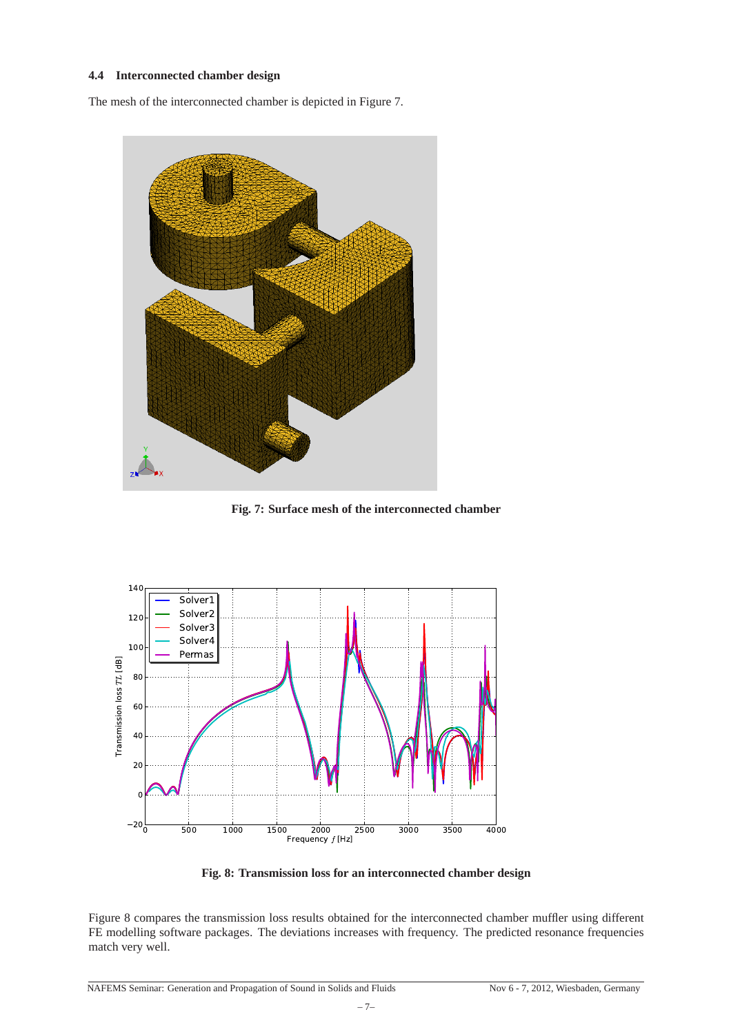### 4.4 Interconnected chamber design

The mesh of the interconnected chamber is depicted in Figure 7.

**Fig. 7: Surface mesh of the interconnected chamber**

**Fig. 8: Transmission loss for an interconnected chamber design**

Figure 8 compares the transmission loss results obtained for the interconnected chamber muffler using different FE modelling software packages. The deviations increases with frequency. The predicted resonance frequencies match very well.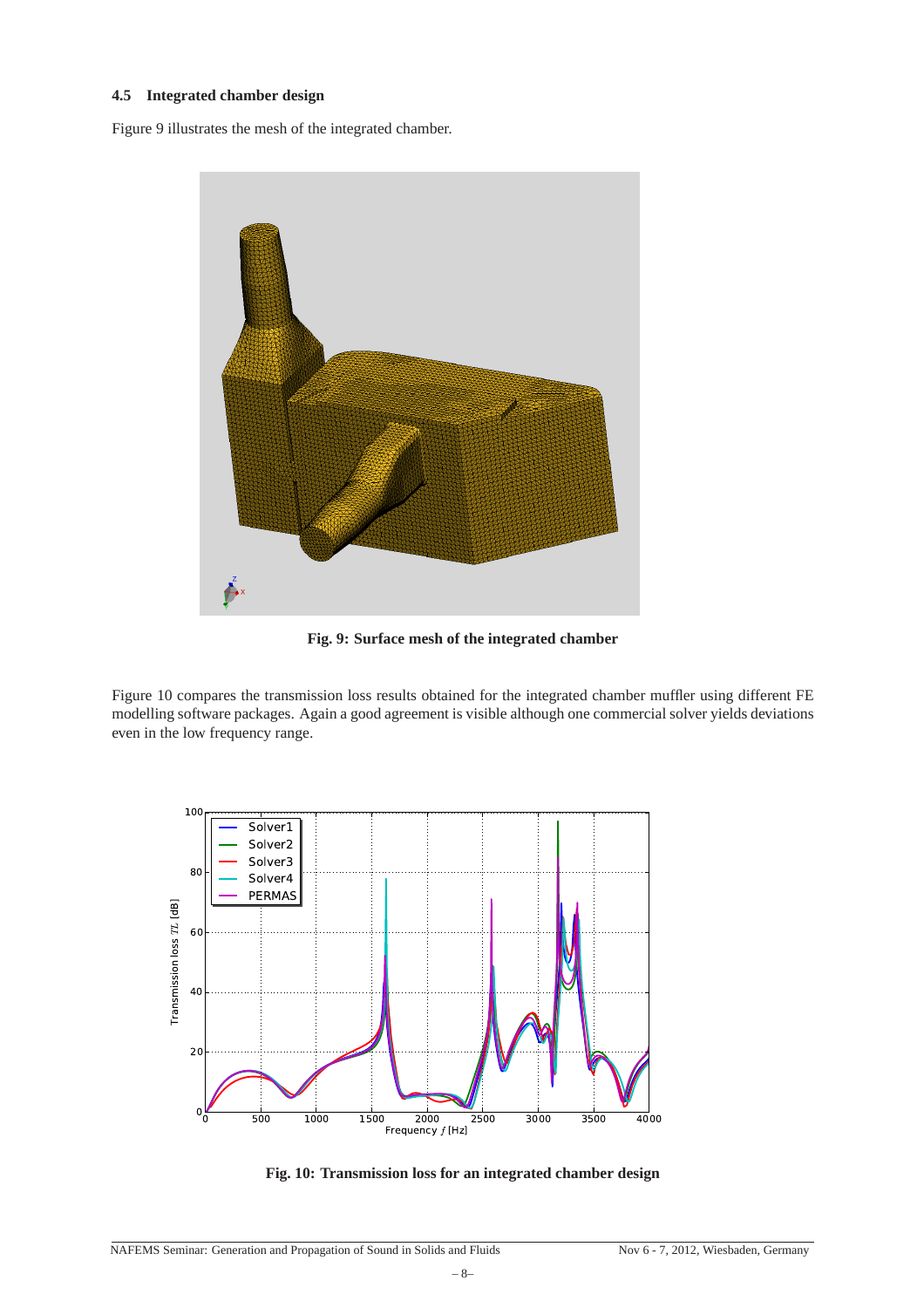### 4.5 Integrated chamber design

Figure 9 illustrates the mesh of the integrated chamber.

**Fig. 9: Surface mesh of the integrated chamber**

Figure 10 compares the transmission loss results obtained for the integrated chamber muffler using different FE modelling software packages. Again a good agreement is visible although one commercial solver yields deviations even in the low frequency range.

**Fig. 10: Transmission loss for an integrated chamber design**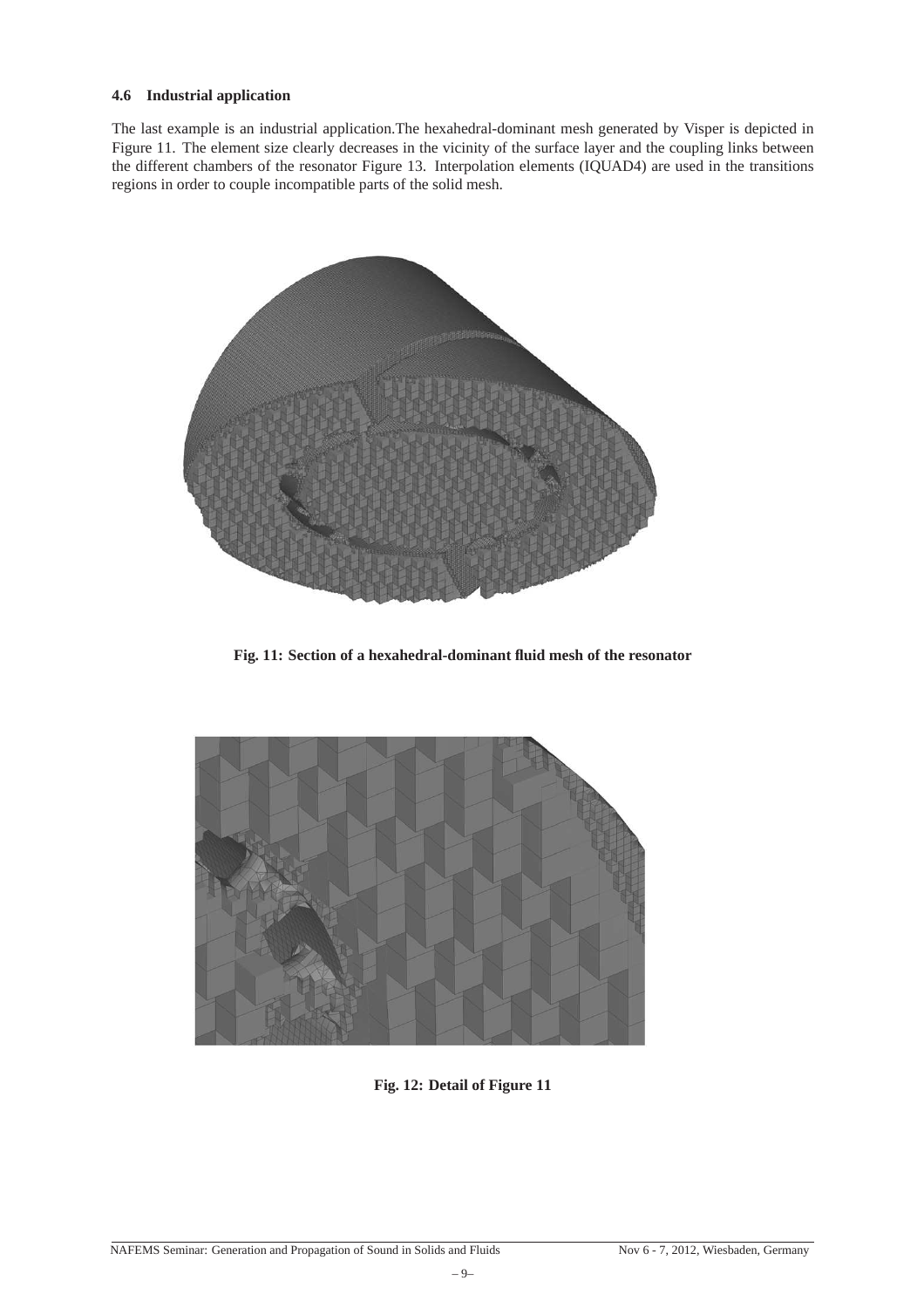### 4.6 Industrial application

The last example is an industrial application.The hexahedral-dominant mesh generated by Visper is depicted in Figure 11. The element size clearly decreases in the vicinity of the surface layer and the coupling links between the different chambers of the resonator Figure 13. Interpolation elements (IQUAD4) are used in the transitions regions in order to couple incompatible parts of the solid mesh.

**Fig. 11: Section of a hexahedral-dominant fluid mesh of the resonator**

**Fig. 12: Detail of Figure 11**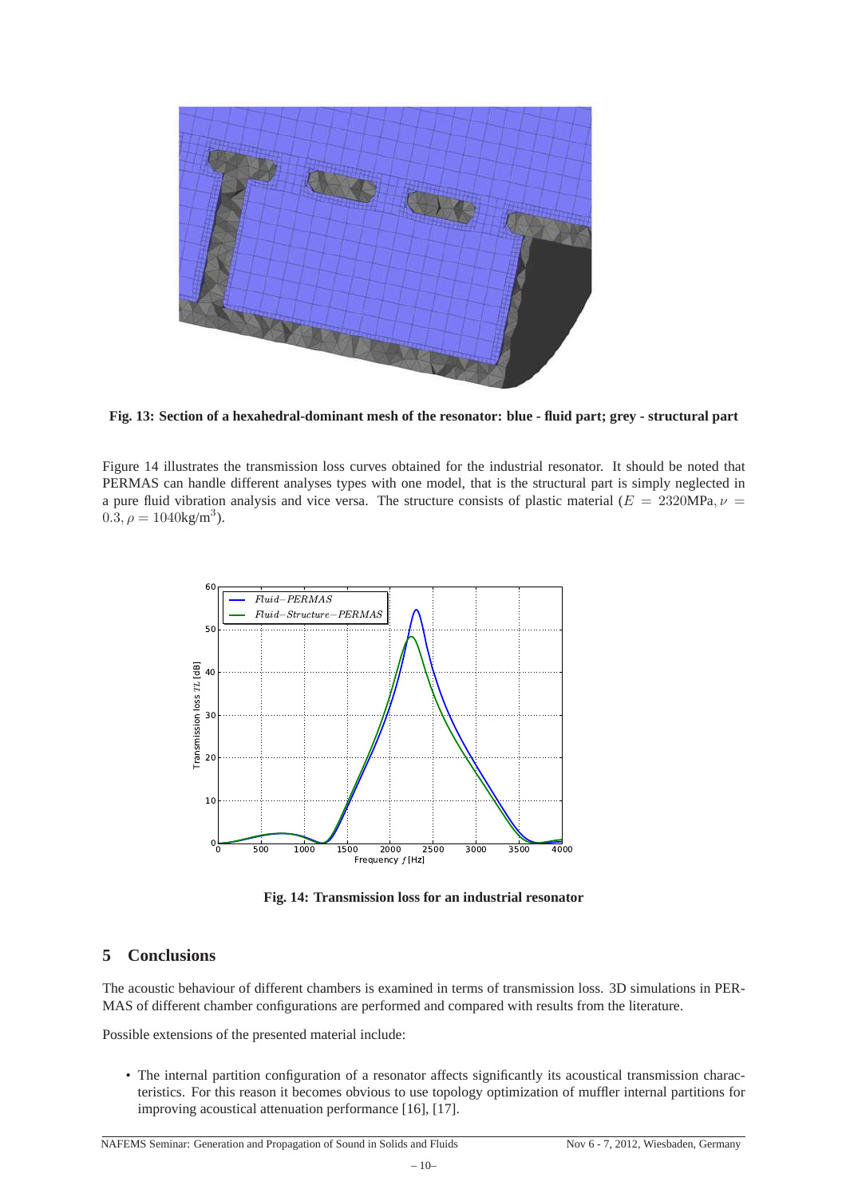**Fig. 13: Section of a hexahedral-dominant mesh of the resonator: blue - fluid part; grey - structural part**

Figure 14 illustrates the transmission loss curves obtained for the industrial resonator. It should be noted that PERMAS can handle different analyses types with one model, that is the structural part is simply neglected in a pure fluid vibration analysis and vice versa. The structure consists of plastic material ($E = 2320\text{MPa}, \nu = 0.3, \rho = 1040\text{kg/m}^3$).

**Fig. 14: Transmission loss for an industrial resonator**

## 5 Conclusions

The acoustic behaviour of different chambers is examined in terms of transmission loss. 3D simulations in PERMAS of different chamber configurations are performed and compared with results from the literature.

Possible extensions of the presented material include:

- The internal partition configuration of a resonator affects significantly its acoustical transmission characteristics. For this reason it becomes obvious to use topology optimization of muffler internal partitions for improving acoustical attenuation performance [16], [17].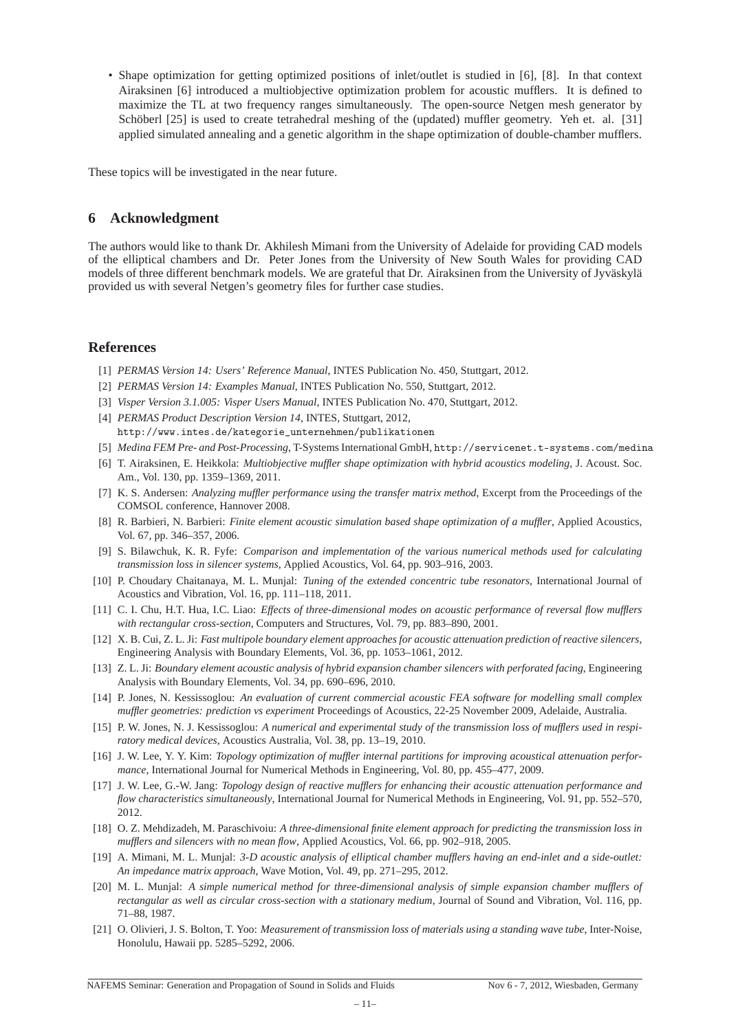- Shape optimization for getting optimized positions of inlet/outlet is studied in [6], [8]. In that context Airaksinen [6] introduced a multiobjective optimization problem for acoustic mufflers. It is defined to maximize the TL at two frequency ranges simultaneously. The open-source Netgen mesh generator by Schöberl [25] is used to create tetrahedral meshing of the (updated) muffler geometry. Yeh et. al. [31] applied simulated annealing and a genetic algorithm in the shape optimization of double-chamber mufflers.

These topics will be investigated in the near future.

## 6 Acknowledgment

The authors would like to thank Dr. Akhilesh Mimani from the University of Adelaide for providing CAD models of the elliptical chambers and Dr. Peter Jones from the University of New South Wales for providing CAD models of three different benchmark models. We are grateful that Dr. Airaksinen from the University of Jyväskylä provided us with several Netgen's geometry files for further case studies.

## References

[1] *PERMAS Version 14: Users' Reference Manual*, INTES Publication No. 450, Stuttgart, 2012.

[2] *PERMAS Version 14: Examples Manual*, INTES Publication No. 550, Stuttgart, 2012.

[3] *Visper Version 3.1.005: Visper Users Manual*, INTES Publication No. 470, Stuttgart, 2012.

[4] *PERMAS Product Description Version 14*, INTES, Stuttgart, 2012, `http://www.intes.de/kategorie_unternehmen/publikationen`

[5] *Medina FEM Pre- and Post-Processing*, T-Systems International GmbH, `http://servicenet.t-systems.com/medina`

[6] T. Airaksinen, E. Heikkola: *Multiobjective muffler shape optimization with hybrid acoustics modeling*, J. Acoust. Soc. Am., Vol. 130, pp. 1359–1369, 2011.

[7] K. S. Andersen: *Analyzing muffler performance using the transfer matrix method*, Excerpt from the Proceedings of the COMSOL conference, Hannover 2008.

[8] R. Barbieri, N. Barbieri: *Finite element acoustic simulation based shape optimization of a muffler*, Applied Acoustics, Vol. 67, pp. 346–357, 2006.

[9] S. Bilawchuk, K. R. Fyfe: *Comparison and implementation of the various numerical methods used for calculating transmission loss in silencer systems*, Applied Acoustics, Vol. 64, pp. 903–916, 2003.

[10] P. Choudary Chaitanaya, M. L. Munjal: *Tuning of the extended concentric tube resonators*, International Journal of Acoustics and Vibration, Vol. 16, pp. 111–118, 2011.

[11] C. I. Chu, H.T. Hua, I.C. Liao: *Effects of three-dimensional modes on acoustic performance of reversal flow mufflers with rectangular cross-section*, Computers and Structures, Vol. 79, pp. 883–890, 2001.

[12] X. B. Cui, Z. L. Ji: *Fast multipole boundary element approaches for acoustic attenuation prediction of reactive silencers*, Engineering Analysis with Boundary Elements, Vol. 36, pp. 1053–1061, 2012.

[13] Z. L. Ji: *Boundary element acoustic analysis of hybrid expansion chamber silencers with perforated facing*, Engineering Analysis with Boundary Elements, Vol. 34, pp. 690–696, 2010.

[14] P. Jones, N. Kessissoglou: *An evaluation of current commercial acoustic FEA software for modelling small complex muffler geometries: prediction vs experiment* Proceedings of Acoustics, 22-25 November 2009, Adelaide, Australia.

[15] P. W. Jones, N. J. Kessissoglou: *A numerical and experimental study of the transmission loss of mufflers used in respiratory medical devices*, Acoustics Australia, Vol. 38, pp. 13–19, 2010.

[16] J. W. Lee, Y. Y. Kim: *Topology optimization of muffler internal partitions for improving acoustical attenuation performance*, International Journal for Numerical Methods in Engineering, Vol. 80, pp. 455–477, 2009.

[17] J. W. Lee, G.-W. Jang: *Topology design of reactive mufflers for enhancing their acoustic attenuation performance and flow characteristics simultaneously*, International Journal for Numerical Methods in Engineering, Vol. 91, pp. 552–570, 2012.

[18] O. Z. Mehdizadeh, M. Paraschivoiu: *A three-dimensional finite element approach for predicting the transmission loss in mufflers and silencers with no mean flow*, Applied Acoustics, Vol. 66, pp. 902–918, 2005.

[19] A. Mimani, M. L. Munjal: *3-D acoustic analysis of elliptical chamber mufflers having an end-inlet and a side-outlet: An impedance matrix approach*, Wave Motion, Vol. 49, pp. 271–295, 2012.

[20] M. L. Munjal: *A simple numerical method for three-dimensional analysis of simple expansion chamber mufflers of rectangular as well as circular cross-section with a stationary medium*, Journal of Sound and Vibration, Vol. 116, pp. 71–88, 1987.

[21] O. Olivieri, J. S. Bolton, T. Yoo: *Measurement of transmission loss of materials using a standing wave tube*, Inter-Noise, Honolulu, Hawaii pp. 5285–5292, 2006.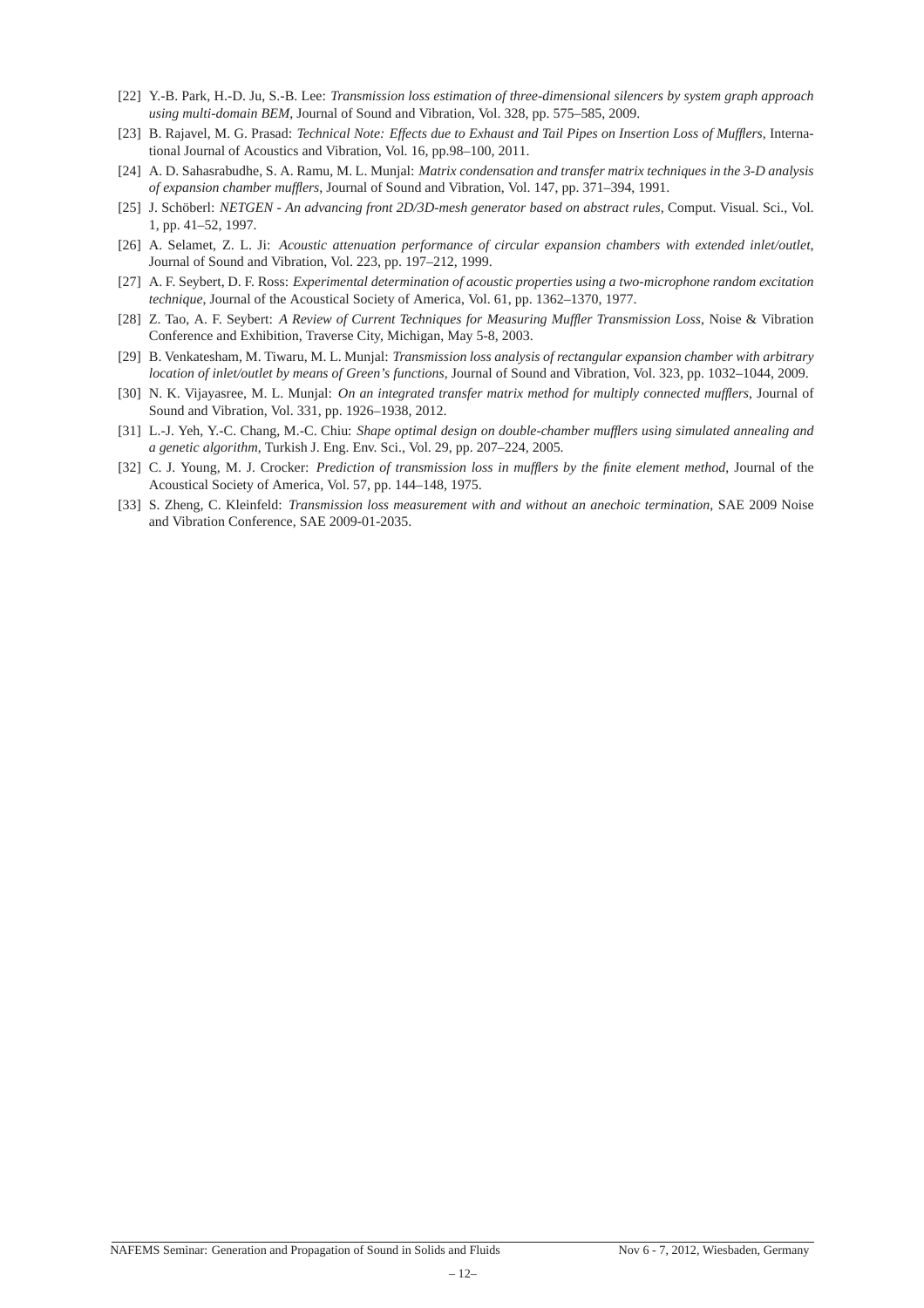[22] Y.-B. Park, H.-D. Ju, S.-B. Lee: *Transmission loss estimation of three-dimensional silencers by system graph approach using multi-domain BEM*, Journal of Sound and Vibration, Vol. 328, pp. 575–585, 2009.

[23] B. Rajavel, M. G. Prasad: *Technical Note: Effects due to Exhaust and Tail Pipes on Insertion Loss of Mufflers*, International Journal of Acoustics and Vibration, Vol. 16, pp.98–100, 2011.

[24] A. D. Sahasrabudhe, S. A. Ramu, M. L. Munjal: *Matrix condensation and transfer matrix techniques in the 3-D analysis of expansion chamber mufflers*, Journal of Sound and Vibration, Vol. 147, pp. 371–394, 1991.

[25] J. Schöberl: *NETGEN - An advancing front 2D/3D-mesh generator based on abstract rules*, Comput. Visual. Sci., Vol. 1, pp. 41–52, 1997.

[26] A. Selamet, Z. L. Ji: *Acoustic attenuation performance of circular expansion chambers with extended inlet/outlet*, Journal of Sound and Vibration, Vol. 223, pp. 197–212, 1999.

[27] A. F. Seybert, D. F. Ross: *Experimental determination of acoustic properties using a two-microphone random excitation technique*, Journal of the Acoustical Society of America, Vol. 61, pp. 1362–1370, 1977.

[28] Z. Tao, A. F. Seybert: *A Review of Current Techniques for Measuring Muffler Transmission Loss*, Noise & Vibration Conference and Exhibition, Traverse City, Michigan, May 5-8, 2003.

[29] B. Venkatesham, M. Tiwaru, M. L. Munjal: *Transmission loss analysis of rectangular expansion chamber with arbitrary location of inlet/outlet by means of Green's functions*, Journal of Sound and Vibration, Vol. 323, pp. 1032–1044, 2009.

[30] N. K. Vijayasree, M. L. Munjal: *On an integrated transfer matrix method for multiply connected mufflers*, Journal of Sound and Vibration, Vol. 331, pp. 1926–1938, 2012.

[31] L.-J. Yeh, Y.-C. Chang, M.-C. Chiu: *Shape optimal design on double-chamber mufflers using simulated annealing and a genetic algorithm*, Turkish J. Eng. Env. Sci., Vol. 29, pp. 207–224, 2005.

[32] C. J. Young, M. J. Crocker: *Prediction of transmission loss in mufflers by the finite element method*, Journal of the Acoustical Society of America, Vol. 57, pp. 144–148, 1975.

[33] S. Zheng, C. Kleinfeld: *Transmission loss measurement with and without an anechoic termination*, SAE 2009 Noise and Vibration Conference, SAE 2009-01-2035.